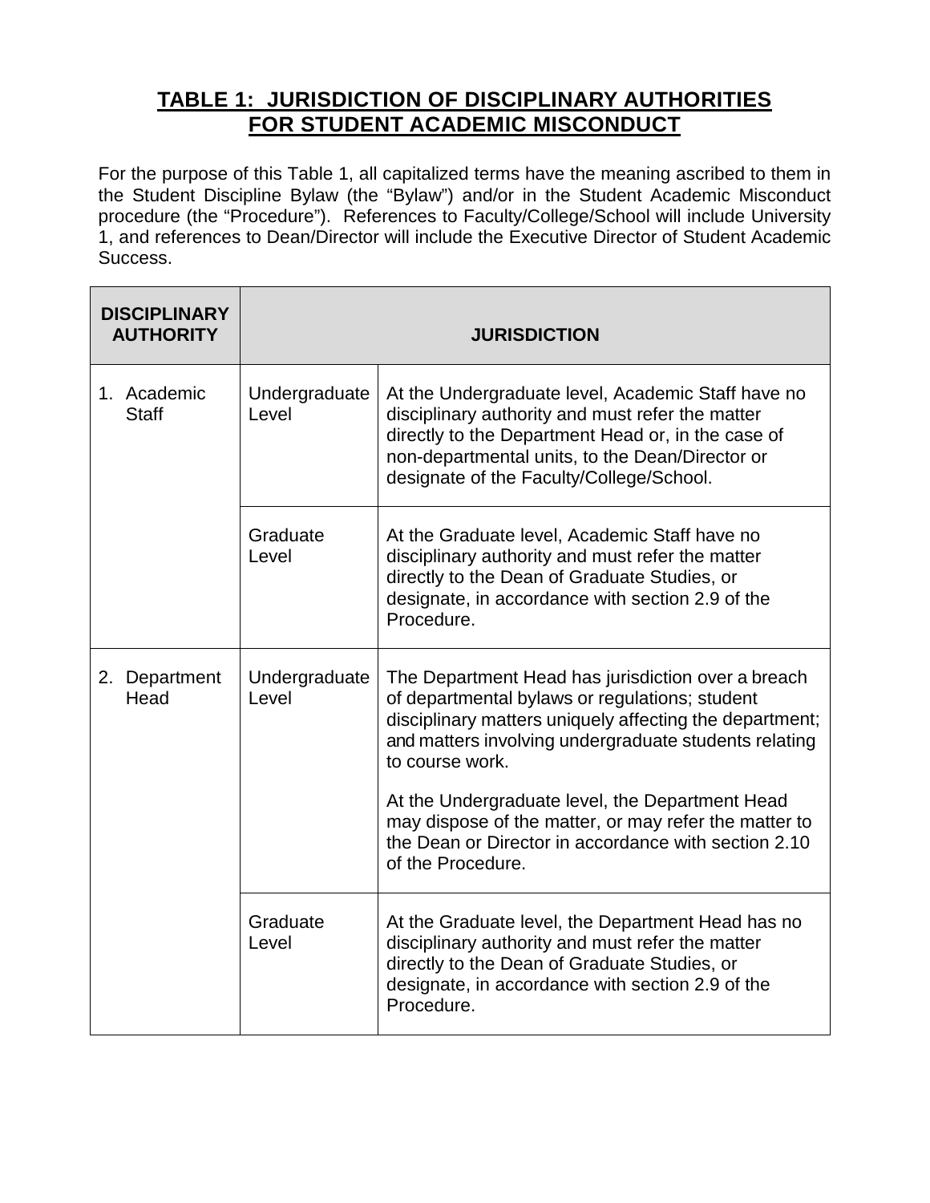# TABLE 1: JURISDICTION OF DISCIPLINARY AUTHORITIES FOR STUDENT ACADEMIC MISCONDUCT

For the purpose of this Table 1, all capitalized terms have the meaning ascribed to them in the Student Discipline Bylaw (the "Bylaw") and/or in the Student Academic Misconduct procedure (the "Procedure"). References to Faculty/College/School will include University 1, and references to Dean/Director will include the Executive Director of Student Academic Success.

| DISCIPLINARY AUTHORITY | JURISDICTION | |
|---|---|---|
| 1. Academic Staff | Undergraduate Level | At the Undergraduate level, Academic Staff have no disciplinary authority and must refer the matter directly to the Department Head or, in the case of non-departmental units, to the Dean/Director or designate of the Faculty/College/School. |
| | Graduate Level | At the Graduate level, Academic Staff have no disciplinary authority and must refer the matter directly to the Dean of Graduate Studies, or designate, in accordance with section 2.9 of the Procedure. |
| 2. Department Head | Undergraduate Level | The Department Head has jurisdiction over a breach of departmental bylaws or regulations; student disciplinary matters uniquely affecting the department; and matters involving undergraduate students relating to course work.<br><br>At the Undergraduate level, the Department Head may dispose of the matter, or may refer the matter to the Dean or Director in accordance with section 2.10 of the Procedure. |
| | Graduate Level | At the Graduate level, the Department Head has no disciplinary authority and must refer the matter directly to the Dean of Graduate Studies, or designate, in accordance with section 2.9 of the Procedure. |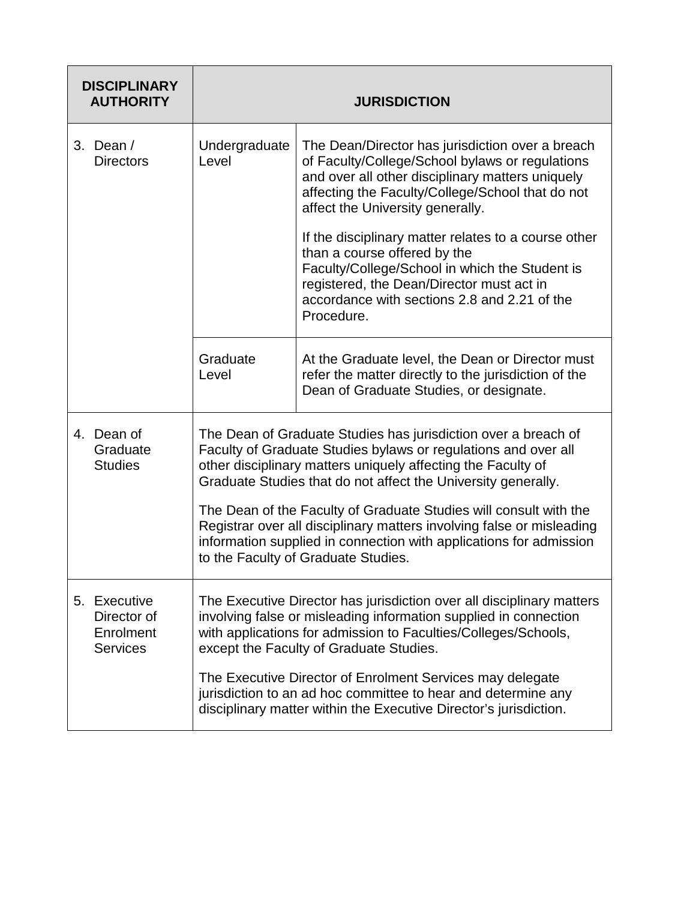| DISCIPLINARY AUTHORITY | JURISDICTION | |
|---|---|---|
| 3. Dean / Directors | Undergraduate Level | The Dean/Director has jurisdiction over a breach of Faculty/College/School bylaws or regulations and over all other disciplinary matters uniquely affecting the Faculty/College/School that do not affect the University generally.<br><br>If the disciplinary matter relates to a course other than a course offered by the Faculty/College/School in which the Student is registered, the Dean/Director must act in accordance with sections 2.8 and 2.21 of the Procedure. |
| | Graduate Level | At the Graduate level, the Dean or Director must refer the matter directly to the jurisdiction of the Dean of Graduate Studies, or designate. |
| 4. Dean of Graduate Studies | The Dean of Graduate Studies has jurisdiction over a breach of Faculty of Graduate Studies bylaws or regulations and over all other disciplinary matters uniquely affecting the Faculty of Graduate Studies that do not affect the University generally.<br><br>The Dean of the Faculty of Graduate Studies will consult with the Registrar over all disciplinary matters involving false or misleading information supplied in connection with applications for admission to the Faculty of Graduate Studies. | |
| 5. Executive Director of Enrolment Services | The Executive Director has jurisdiction over all disciplinary matters involving false or misleading information supplied in connection with applications for admission to Faculties/Colleges/Schools, except the Faculty of Graduate Studies.<br><br>The Executive Director of Enrolment Services may delegate jurisdiction to an ad hoc committee to hear and determine any disciplinary matter within the Executive Director's jurisdiction. | |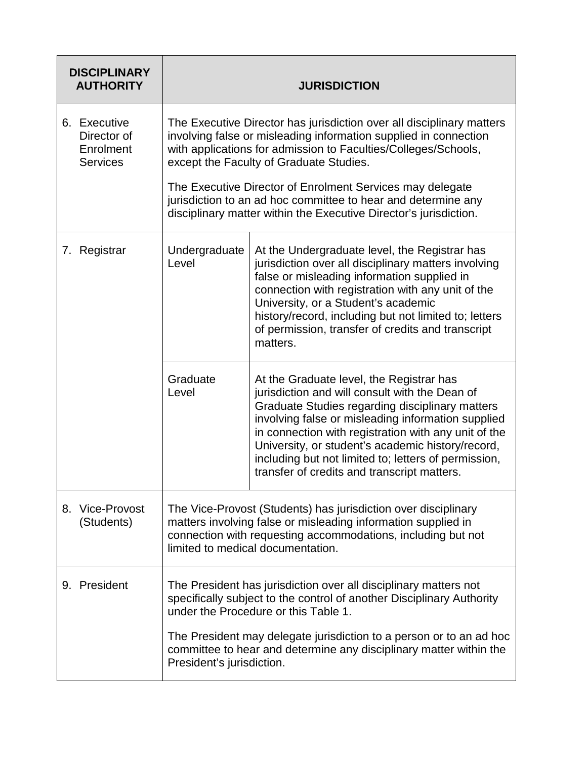| DISCIPLINARY AUTHORITY | JURISDICTION | |
|---|---|---|
| 6. Executive Director of Enrolment Services | The Executive Director has jurisdiction over all disciplinary matters involving false or misleading information supplied in connection with applications for admission to Faculties/Colleges/Schools, except the Faculty of Graduate Studies.<br><br>The Executive Director of Enrolment Services may delegate jurisdiction to an ad hoc committee to hear and determine any disciplinary matter within the Executive Director's jurisdiction. | |
| 7. Registrar | Undergraduate Level | At the Undergraduate level, the Registrar has jurisdiction over all disciplinary matters involving false or misleading information supplied in connection with registration with any unit of the University, or a Student's academic history/record, including but not limited to; letters of permission, transfer of credits and transcript matters. |
| | Graduate Level | At the Graduate level, the Registrar has jurisdiction and will consult with the Dean of Graduate Studies regarding disciplinary matters involving false or misleading information supplied in connection with registration with any unit of the University, or student's academic history/record, including but not limited to; letters of permission, transfer of credits and transcript matters. |
| 8. Vice-Provost (Students) | The Vice-Provost (Students) has jurisdiction over disciplinary matters involving false or misleading information supplied in connection with requesting accommodations, including but not limited to medical documentation. | |
| 9. President | The President has jurisdiction over all disciplinary matters not specifically subject to the control of another Disciplinary Authority under the Procedure or this Table 1.<br><br>The President may delegate jurisdiction to a person or to an ad hoc committee to hear and determine any disciplinary matter within the President's jurisdiction. | |